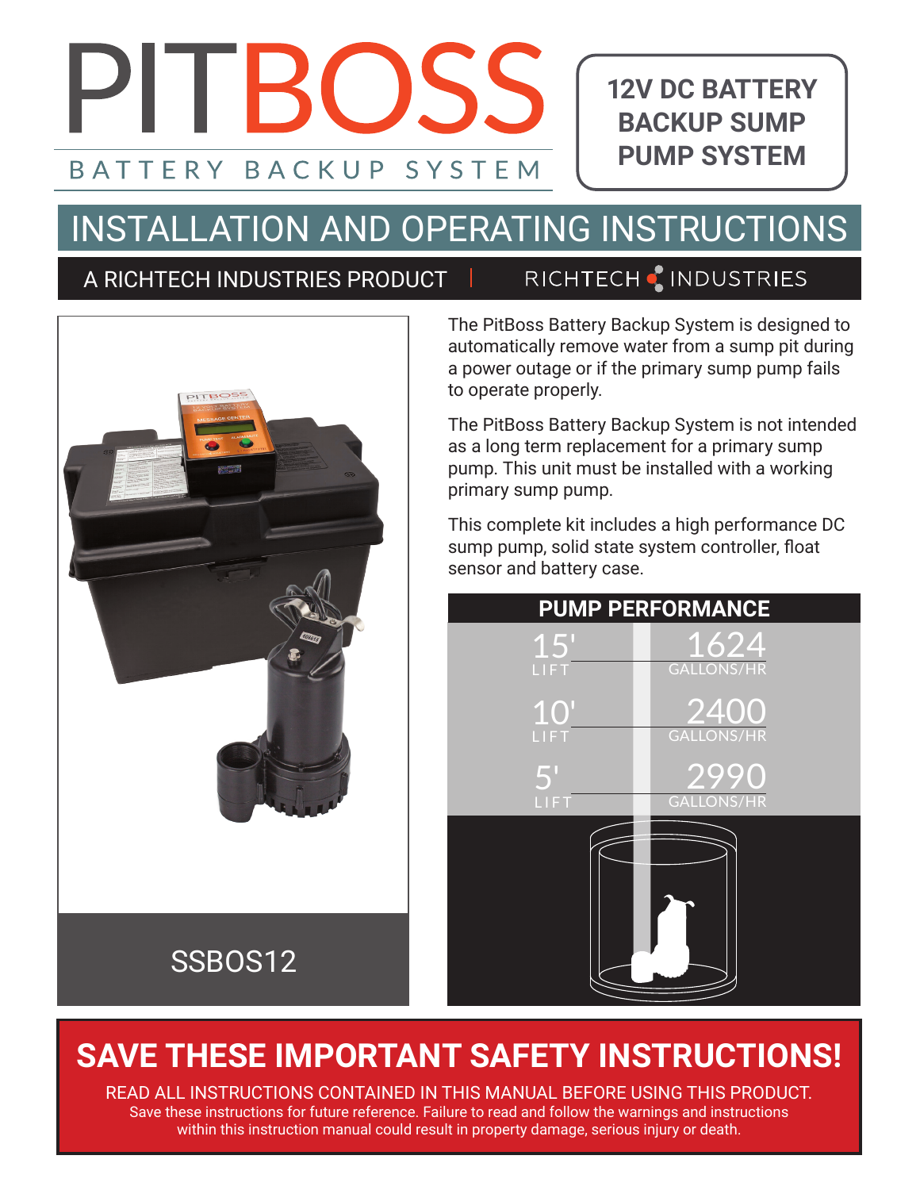# PITBOSS

BATTERY BACKUP SYSTEM

**12V DC BATTERY BACKUP SUMP PUMP SYSTEM**

## INSTALLATION AND OPERATING INSTRUCTIONS

A RICHTECH INDUSTRIES PRODUCT | RICHTECH INDUSTRIES

SSBOS12

The PitBoss Battery Backup System is designed to automatically remove water from a sump pit during a power outage or if the primary sump pump fails to operate properly.

The PitBoss Battery Backup System is not intended as a long term replacement for a primary sump pump. This unit must be installed with a working primary sump pump.

This complete kit includes a high performance DC sump pump, solid state system controller, float sensor and battery case.

**PUMP PERFORMANCE**

| Lift | Gallons/Hr |
|---|---|
| 15' | 1624 |
| 10' | 2400 |
| 5' | 2990 |

## SAVE THESE IMPORTANT SAFETY INSTRUCTIONS!

READ ALL INSTRUCTIONS CONTAINED IN THIS MANUAL BEFORE USING THIS PRODUCT.
Save these instructions for future reference. Failure to read and follow the warnings and instructions within this instruction manual could result in property damage, serious injury or death.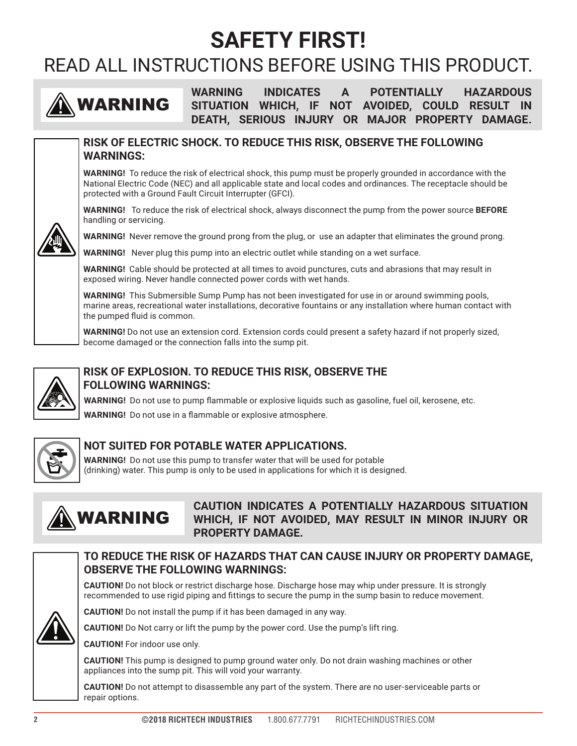# SAFETY FIRST!

## READ ALL INSTRUCTIONS BEFORE USING THIS PRODUCT.

**WARNING**

**WARNING INDICATES A POTENTIALLY HAZARDOUS SITUATION WHICH, IF NOT AVOIDED, COULD RESULT IN DEATH, SERIOUS INJURY OR MAJOR PROPERTY DAMAGE.**

### RISK OF ELECTRIC SHOCK. TO REDUCE THIS RISK, OBSERVE THE FOLLOWING WARNINGS:

**WARNING!** To reduce the risk of electrical shock, this pump must be properly grounded in accordance with the National Electric Code (NEC) and all applicable state and local codes and ordinances. The receptacle should be protected with a Ground Fault Circuit Interrupter (GFCI).

**WARNING!** To reduce the risk of electrical shock, always disconnect the pump from the power source **BEFORE** handling or servicing.

**WARNING!** Never remove the ground prong from the plug, or use an adapter that eliminates the ground prong.

**WARNING!** Never plug this pump into an electric outlet while standing on a wet surface.

**WARNING!** Cable should be protected at all times to avoid punctures, cuts and abrasions that may result in exposed wiring. Never handle connected power cords with wet hands.

**WARNING!** This Submersible Sump Pump has not been investigated for use in or around swimming pools, marine areas, recreational water installations, decorative fountains or any installation where human contact with the pumped fluid is common.

**WARNING!** Do not use an extension cord. Extension cords could present a safety hazard if not properly sized, become damaged or the connection falls into the sump pit.

### RISK OF EXPLOSION. TO REDUCE THIS RISK, OBSERVE THE FOLLOWING WARNINGS:

**WARNING!** Do not use to pump flammable or explosive liquids such as gasoline, fuel oil, kerosene, etc.

**WARNING!** Do not use in a flammable or explosive atmosphere.

### NOT SUITED FOR POTABLE WATER APPLICATIONS.

**WARNING!** Do not use this pump to transfer water that will be used for potable (drinking) water. This pump is only to be used in applications for which it is designed.

**WARNING**

**CAUTION INDICATES A POTENTIALLY HAZARDOUS SITUATION WHICH, IF NOT AVOIDED, MAY RESULT IN MINOR INJURY OR PROPERTY DAMAGE.**

### TO REDUCE THE RISK OF HAZARDS THAT CAN CAUSE INJURY OR PROPERTY DAMAGE, OBSERVE THE FOLLOWING WARNINGS:

**CAUTION!** Do not block or restrict discharge hose. Discharge hose may whip under pressure. It is strongly recommended to use rigid piping and fittings to secure the pump in the sump basin to reduce movement.

**CAUTION!** Do not install the pump if it has been damaged in any way.

**CAUTION!** Do Not carry or lift the pump by the power cord. Use the pump's lift ring.

**CAUTION!** For indoor use only.

**CAUTION!** This pump is designed to pump ground water only. Do not drain washing machines or other appliances into the sump pit. This will void your warranty.

**CAUTION!** Do not attempt to disassemble any part of the system. There are no user-serviceable parts or repair options.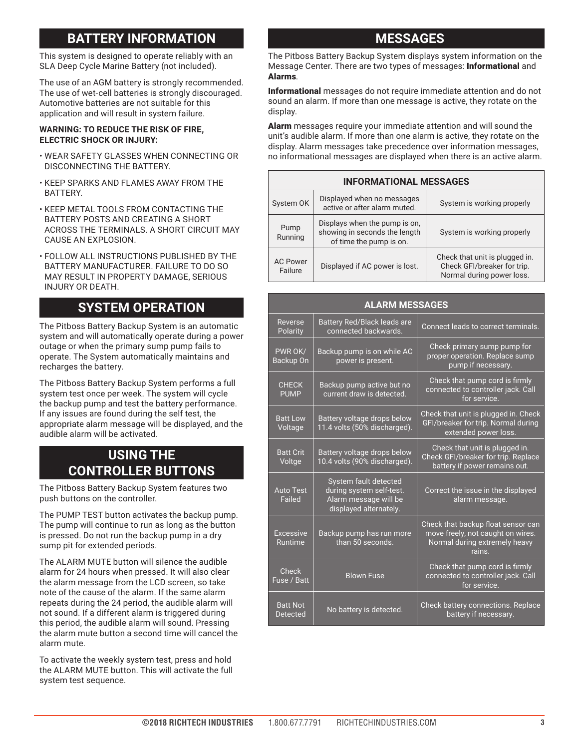## BATTERY INFORMATION

This system is designed to operate reliably with an SLA Deep Cycle Marine Battery (not included).

The use of an AGM battery is strongly recommended. The use of wet-cell batteries is strongly discouraged. Automotive batteries are not suitable for this application and will result in system failure.

**WARNING: TO REDUCE THE RISK OF FIRE, ELECTRIC SHOCK OR INJURY:**

- WEAR SAFETY GLASSES WHEN CONNECTING OR DISCONNECTING THE BATTERY.
- KEEP SPARKS AND FLAMES AWAY FROM THE BATTERY.
- KEEP METAL TOOLS FROM CONTACTING THE BATTERY POSTS AND CREATING A SHORT ACROSS THE TERMINALS. A SHORT CIRCUIT MAY CAUSE AN EXPLOSION.
- FOLLOW ALL INSTRUCTIONS PUBLISHED BY THE BATTERY MANUFACTURER. FAILURE TO DO SO MAY RESULT IN PROPERTY DAMAGE, SERIOUS INJURY OR DEATH.

## SYSTEM OPERATION

The Pitboss Battery Backup System is an automatic system and will automatically operate during a power outage or when the primary sump pump fails to operate. The System automatically maintains and recharges the battery.

The Pitboss Battery Backup System performs a full system test once per week. The system will cycle the backup pump and test the battery performance. If any issues are found during the self test, the appropriate alarm message will be displayed, and the audible alarm will be activated.

## USING THE CONTROLLER BUTTONS

The Pitboss Battery Backup System features two push buttons on the controller.

The PUMP TEST button activates the backup pump. The pump will continue to run as long as the button is pressed. Do not run the backup pump in a dry sump pit for extended periods.

The ALARM MUTE button will silence the audible alarm for 24 hours when pressed. It will also clear the alarm message from the LCD screen, so take note of the cause of the alarm. If the same alarm repeats during the 24 period, the audible alarm will not sound. If a different alarm is triggered during this period, the audible alarm will sound. Pressing the alarm mute button a second time will cancel the alarm mute.

To activate the weekly system test, press and hold the ALARM MUTE button. This will activate the full system test sequence.

## MESSAGES

The Pitboss Battery Backup System displays system information on the Message Center. There are two types of messages: **Informational** and **Alarms**.

**Informational** messages do not require immediate attention and do not sound an alarm. If more than one message is active, they rotate on the display.

**Alarm** messages require your immediate attention and will sound the unit's audible alarm. If more than one alarm is active, they rotate on the display. Alarm messages take precedence over information messages, no informational messages are displayed when there is an active alarm.

| INFORMATIONAL MESSAGES | | |
|---|---|---|
| System OK | Displayed when no messages active or after alarm muted. | System is working properly |
| Pump Running | Displays when the pump is on, showing in seconds the length of time the pump is on. | System is working properly |
| AC Power Failure | Displayed if AC power is lost. | Check that unit is plugged in. Check GFI/breaker for trip. Normal during power loss. |

| ALARM MESSAGES | | |
|---|---|---|
| Reverse Polarity | Battery Red/Black leads are connected backwards. | Connect leads to correct terminals. |
| PWR OK/ Backup On | Backup pump is on while AC power is present. | Check primary sump pump for proper operation. Replace sump pump if necessary. |
| CHECK PUMP | Backup pump active but no current draw is detected. | Check that pump cord is firmly connected to controller jack. Call for service. |
| Batt Low Voltage | Battery voltage drops below 11.4 volts (50% discharged). | Check that unit is plugged in. Check GFI/breaker for trip. Normal during extended power loss. |
| Batt Crit Voltge | Battery voltage drops below 10.4 volts (90% discharged). | Check that unit is plugged in. Check GFI/breaker for trip. Replace battery if power remains out. |
| Auto Test Failed | System fault detected during system self-test. Alarm message will be displayed alternately. | Correct the issue in the displayed alarm message. |
| Excessive Runtime | Backup pump has run more than 50 seconds. | Check that backup float sensor can move freely, not caught on wires. Normal during extremely heavy rains. |
| Check Fuse / Batt | Blown Fuse | Check that pump cord is firmly connected to controller jack. Call for service. |
| Batt Not Detected | No battery is detected. | Check battery connections. Replace battery if necessary. |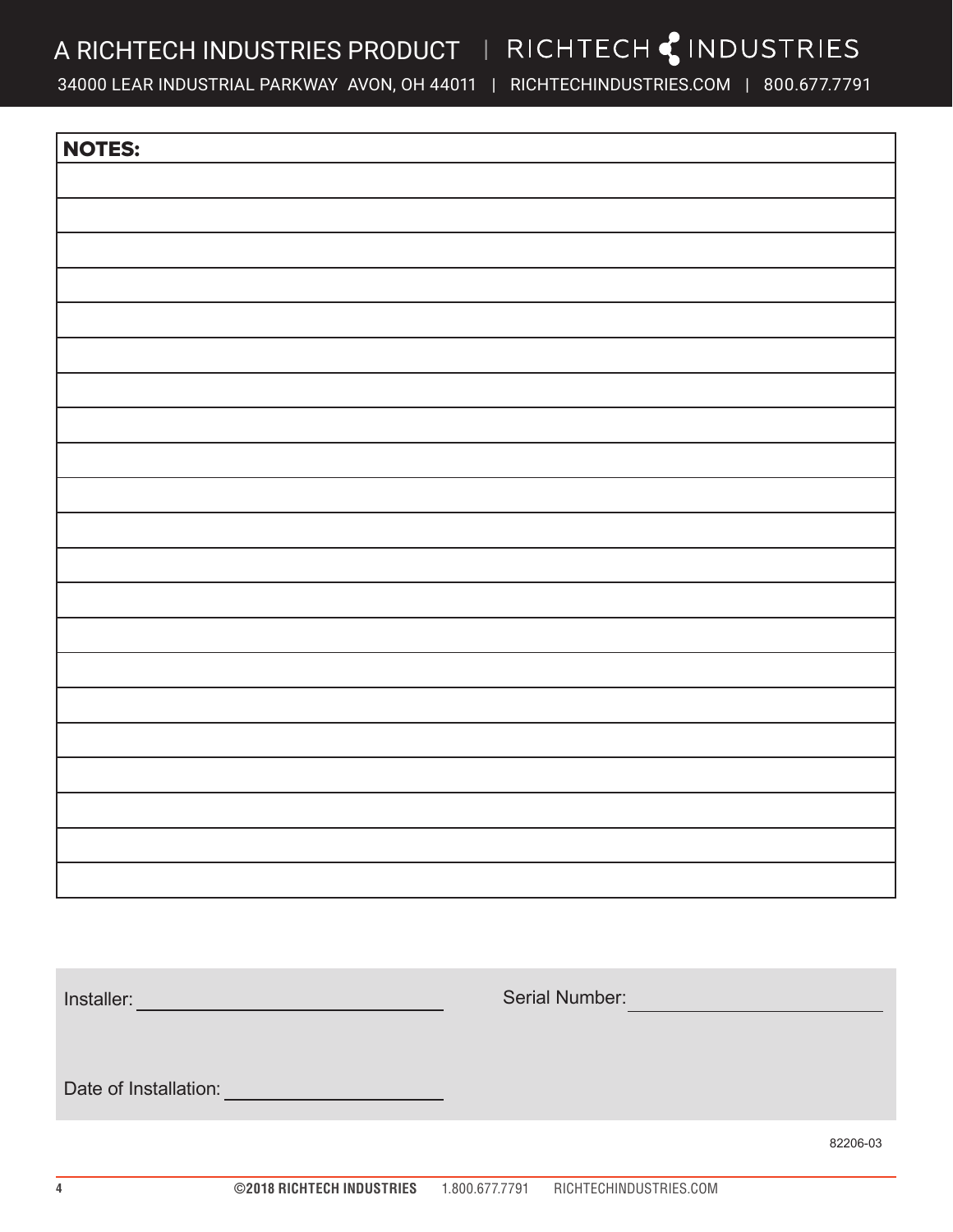A RICHTECH INDUSTRIES PRODUCT | RICHTECH INDUSTRIES

34000 LEAR INDUSTRIAL PARKWAY AVON, OH 44011 | RICHTECHINDUSTRIES.COM | 800.677.7791

| **NOTES:** |
| --- |
| |
| |
| |
| |
| |
| |
| |
| |
| |
| |
| |
| |
| |
| |
| |
| |
| |
| |
| |
| |
| |

Installer: ______________________________

Serial Number: ______________________________

Date of Installation: ____________________

82206-03